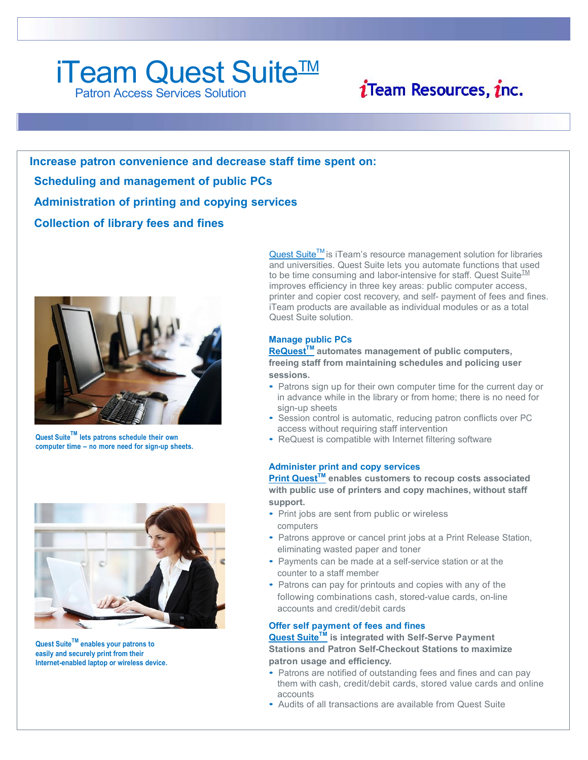# iTeam Quest Suite™

Patron Access Services Solution

iTeam Resources, inc.

## Increase patron convenience and decrease staff time spent on:

**Scheduling and management of public PCs**

**Administration of printing and copying services**

**Collection of library fees and fines**

Quest Suite™ lets patrons schedule their own computer time – no more need for sign-up sheets.

Quest Suite™ enables your patrons to easily and securely print from their Internet-enabled laptop or wireless device.

Quest Suite™ is iTeam's resource management solution for libraries and universities. Quest Suite lets you automate functions that used to be time consuming and labor-intensive for staff. Quest Suite™ improves efficiency in three key areas: public computer access, printer and copier cost recovery, and self- payment of fees and fines. iTeam products are available as individual modules or as a total Quest Suite solution.

### Manage public PCs

**ReQuest™ automates management of public computers, freeing staff from maintaining schedules and policing user sessions.**

- Patrons sign up for their own computer time for the current day or in advance while in the library or from home; there is no need for sign-up sheets
- Session control is automatic, reducing patron conflicts over PC access without requiring staff intervention
- ReQuest is compatible with Internet filtering software

### Administer print and copy services

**Print Quest™ enables customers to recoup costs associated with public use of printers and copy machines, without staff support.**

- Print jobs are sent from public or wireless computers
- Patrons approve or cancel print jobs at a Print Release Station, eliminating wasted paper and toner
- Payments can be made at a self-service station or at the counter to a staff member
- Patrons can pay for printouts and copies with any of the following combinations cash, stored-value cards, on-line accounts and credit/debit cards

### Offer self payment of fees and fines

**Quest Suite™ is integrated with Self-Serve Payment Stations and Patron Self-Checkout Stations to maximize patron usage and efficiency.**

- Patrons are notified of outstanding fees and fines and can pay them with cash, credit/debit cards, stored value cards and online accounts
- Audits of all transactions are available from Quest Suite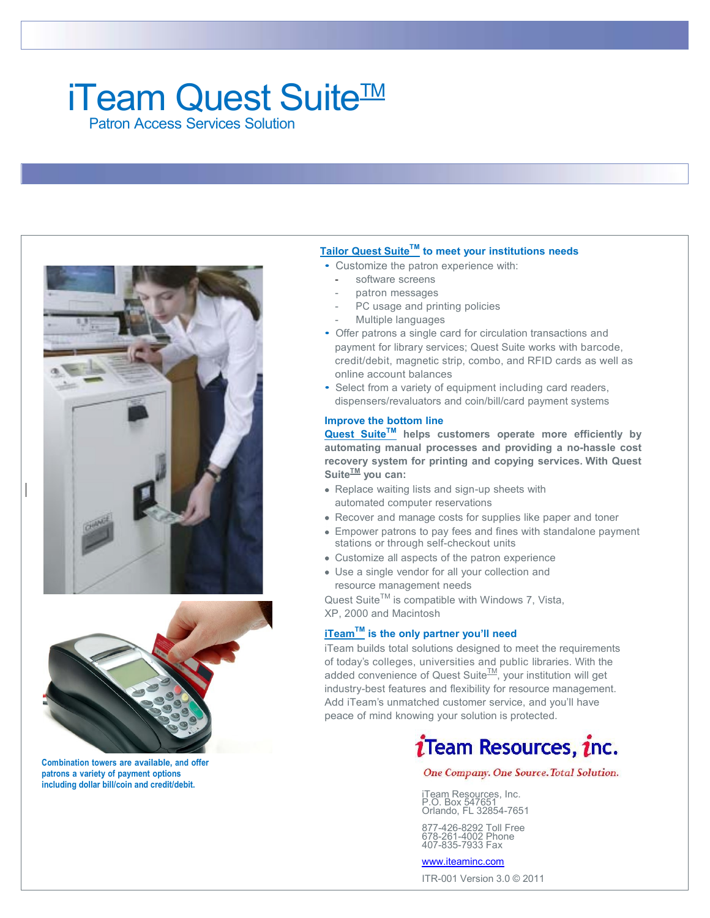# iTeam Quest Suite™

## Patron Access Services Solution

Combination towers are available, and offer patrons a variety of payment options including dollar bill/coin and credit/debit.

### Tailor Quest Suite™ to meet your institutions needs

- Customize the patron experience with:
  - software screens
  - patron messages
  - PC usage and printing policies
  - Multiple languages
- Offer patrons a single card for circulation transactions and payment for library services; Quest Suite works with barcode, credit/debit, magnetic strip, combo, and RFID cards as well as online account balances
- Select from a variety of equipment including card readers, dispensers/revaluators and coin/bill/card payment systems

### Improve the bottom line

**Quest Suite™ helps customers operate more efficiently by automating manual processes and providing a no-hassle cost recovery system for printing and copying services. With Quest Suite™ you can:**

- Replace waiting lists and sign-up sheets with automated computer reservations
- Recover and manage costs for supplies like paper and toner
- Empower patrons to pay fees and fines with standalone payment stations or through self-checkout units
- Customize all aspects of the patron experience
- Use a single vendor for all your collection and resource management needs

Quest Suite™ is compatible with Windows 7, Vista, XP, 2000 and Macintosh

### iTeam™ is the only partner you'll need

iTeam builds total solutions designed to meet the requirements of today's colleges, universities and public libraries. With the added convenience of Quest Suite™, your institution will get industry-best features and flexibility for resource management. Add iTeam's unmatched customer service, and you'll have peace of mind knowing your solution is protected.

**iTeam Resources, inc.**

*One Company. One Source. Total Solution.*

iTeam Resources, Inc.
P.O. Box 547651
Orlando, FL 32854-7651

877-426-8292 Toll Free
678-261-4002 Phone
407-835-7933 Fax

www.iteaminc.com

ITR-001 Version 3.0 © 2011